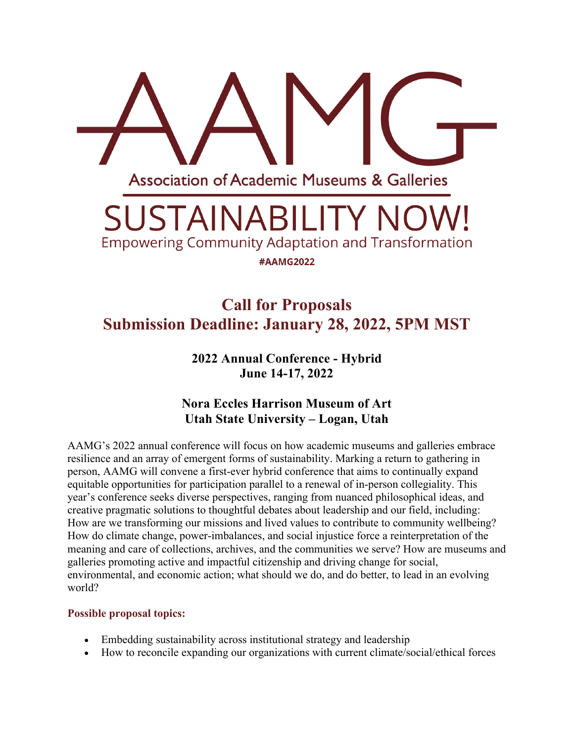# AAMG

Association of Academic Museums & Galleries

# SUSTAINABILITY NOW!

Empowering Community Adaptation and Transformation

**#AAMG2022**

## Call for Proposals
## Submission Deadline: January 28, 2022, 5PM MST

**2022 Annual Conference - Hybrid**
**June 14-17, 2022**

**Nora Eccles Harrison Museum of Art**
**Utah State University – Logan, Utah**

AAMG's 2022 annual conference will focus on how academic museums and galleries embrace resilience and an array of emergent forms of sustainability. Marking a return to gathering in person, AAMG will convene a first-ever hybrid conference that aims to continually expand equitable opportunities for participation parallel to a renewal of in-person collegiality. This year's conference seeks diverse perspectives, ranging from nuanced philosophical ideas, and creative pragmatic solutions to thoughtful debates about leadership and our field, including: How are we transforming our missions and lived values to contribute to community wellbeing? How do climate change, power-imbalances, and social injustice force a reinterpretation of the meaning and care of collections, archives, and the communities we serve? How are museums and galleries promoting active and impactful citizenship and driving change for social, environmental, and economic action; what should we do, and do better, to lead in an evolving world?

**Possible proposal topics:**

- Embedding sustainability across institutional strategy and leadership
- How to reconcile expanding our organizations with current climate/social/ethical forces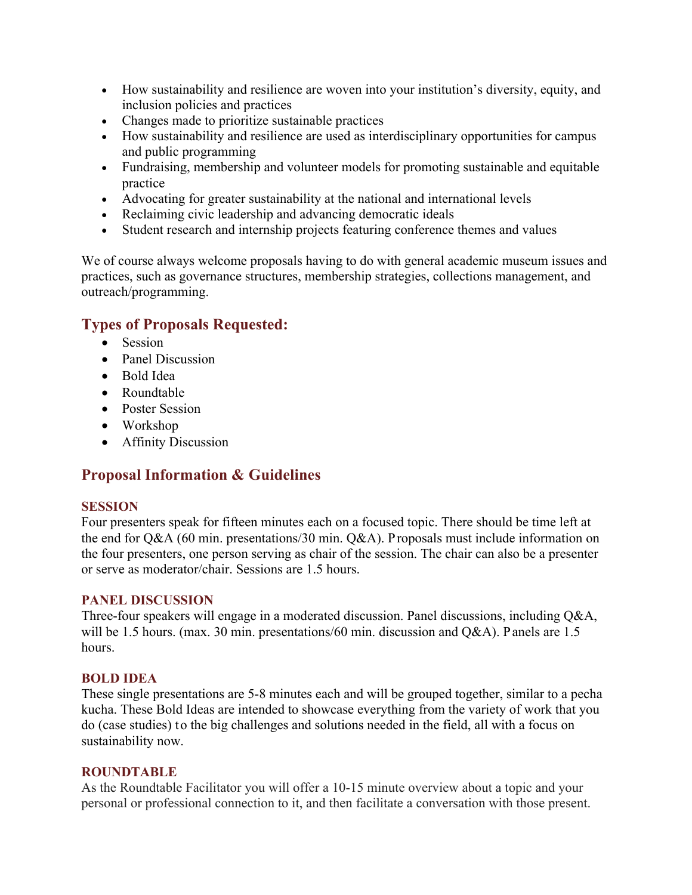- How sustainability and resilience are woven into your institution's diversity, equity, and inclusion policies and practices
- Changes made to prioritize sustainable practices
- How sustainability and resilience are used as interdisciplinary opportunities for campus and public programming
- Fundraising, membership and volunteer models for promoting sustainable and equitable practice
- Advocating for greater sustainability at the national and international levels
- Reclaiming civic leadership and advancing democratic ideals
- Student research and internship projects featuring conference themes and values

We of course always welcome proposals having to do with general academic museum issues and practices, such as governance structures, membership strategies, collections management, and outreach/programming.

## Types of Proposals Requested:

- Session
- Panel Discussion
- Bold Idea
- Roundtable
- Poster Session
- Workshop
- Affinity Discussion

## Proposal Information & Guidelines

### SESSION

Four presenters speak for fifteen minutes each on a focused topic. There should be time left at the end for Q&A (60 min. presentations/30 min. Q&A). Proposals must include information on the four presenters, one person serving as chair of the session. The chair can also be a presenter or serve as moderator/chair. Sessions are 1.5 hours.

### PANEL DISCUSSION

Three-four speakers will engage in a moderated discussion. Panel discussions, including Q&A, will be 1.5 hours. (max. 30 min. presentations/60 min. discussion and Q&A). Panels are 1.5 hours.

### BOLD IDEA

These single presentations are 5-8 minutes each and will be grouped together, similar to a pecha kucha. These Bold Ideas are intended to showcase everything from the variety of work that you do (case studies) to the big challenges and solutions needed in the field, all with a focus on sustainability now.

### ROUNDTABLE

As the Roundtable Facilitator you will offer a 10-15 minute overview about a topic and your personal or professional connection to it, and then facilitate a conversation with those present.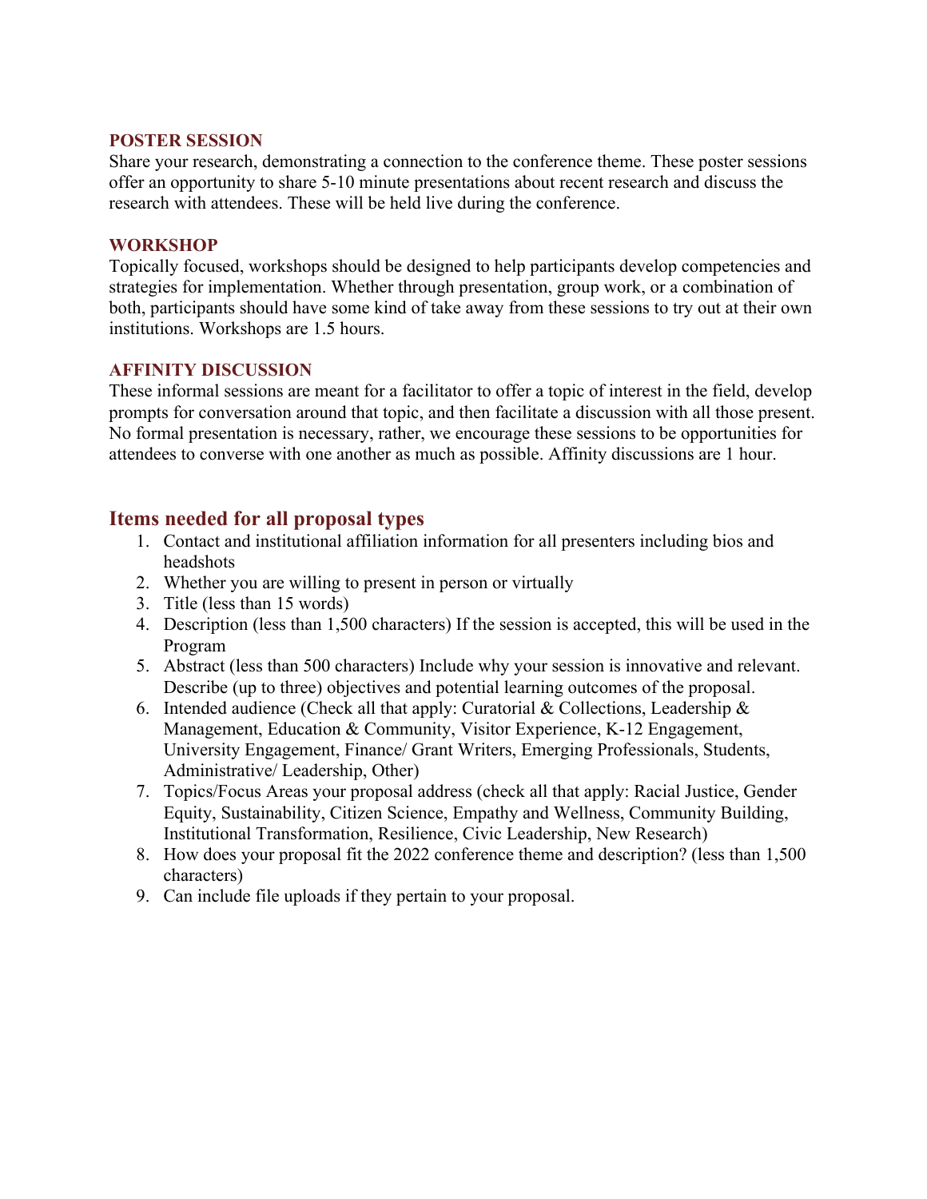### POSTER SESSION

Share your research, demonstrating a connection to the conference theme. These poster sessions offer an opportunity to share 5-10 minute presentations about recent research and discuss the research with attendees. These will be held live during the conference.

### WORKSHOP

Topically focused, workshops should be designed to help participants develop competencies and strategies for implementation. Whether through presentation, group work, or a combination of both, participants should have some kind of take away from these sessions to try out at their own institutions. Workshops are 1.5 hours.

### AFFINITY DISCUSSION

These informal sessions are meant for a facilitator to offer a topic of interest in the field, develop prompts for conversation around that topic, and then facilitate a discussion with all those present. No formal presentation is necessary, rather, we encourage these sessions to be opportunities for attendees to converse with one another as much as possible. Affinity discussions are 1 hour.

## Items needed for all proposal types

1. Contact and institutional affiliation information for all presenters including bios and headshots
2. Whether you are willing to present in person or virtually
3. Title (less than 15 words)
4. Description (less than 1,500 characters) If the session is accepted, this will be used in the Program
5. Abstract (less than 500 characters) Include why your session is innovative and relevant. Describe (up to three) objectives and potential learning outcomes of the proposal.
6. Intended audience (Check all that apply: Curatorial & Collections, Leadership & Management, Education & Community, Visitor Experience, K-12 Engagement, University Engagement, Finance/ Grant Writers, Emerging Professionals, Students, Administrative/ Leadership, Other)
7. Topics/Focus Areas your proposal address (check all that apply: Racial Justice, Gender Equity, Sustainability, Citizen Science, Empathy and Wellness, Community Building, Institutional Transformation, Resilience, Civic Leadership, New Research)
8. How does your proposal fit the 2022 conference theme and description? (less than 1,500 characters)
9. Can include file uploads if they pertain to your proposal.